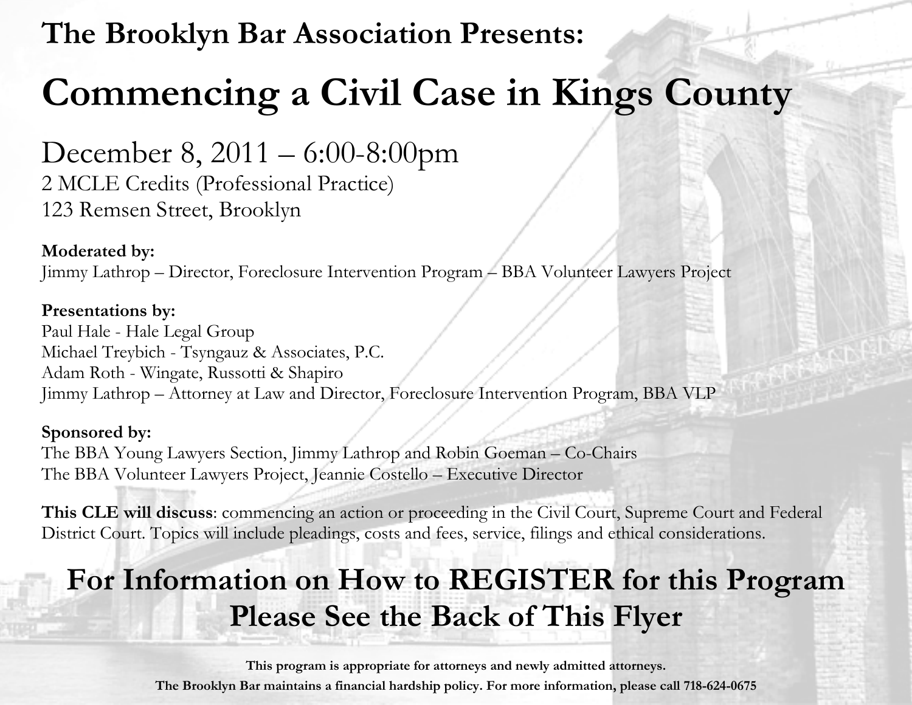## The Brooklyn Bar Association Presents:

# Commencing a Civil Case in Kings County

## December 8, 2011 – 6:00-8:00pm

2 MCLE Credits (Professional Practice)
123 Remsen Street, Brooklyn

**Moderated by:**
Jimmy Lathrop – Director, Foreclosure Intervention Program – BBA Volunteer Lawyers Project

**Presentations by:**
Paul Hale - Hale Legal Group
Michael Treybich - Tsyngauz & Associates, P.C.
Adam Roth - Wingate, Russotti & Shapiro
Jimmy Lathrop – Attorney at Law and Director, Foreclosure Intervention Program, BBA VLP

**Sponsored by:**
The BBA Young Lawyers Section, Jimmy Lathrop and Robin Goeman – Co-Chairs
The BBA Volunteer Lawyers Project, Jeannie Costello – Executive Director

**This CLE will discuss**: commencing an action or proceeding in the Civil Court, Supreme Court and Federal District Court. Topics will include pleadings, costs and fees, service, filings and ethical considerations.

## For Information on How to REGISTER for this Program Please See the Back of This Flyer

**This program is appropriate for attorneys and newly admitted attorneys.**

**The Brooklyn Bar maintains a financial hardship policy. For more information, please call 718-624-0675**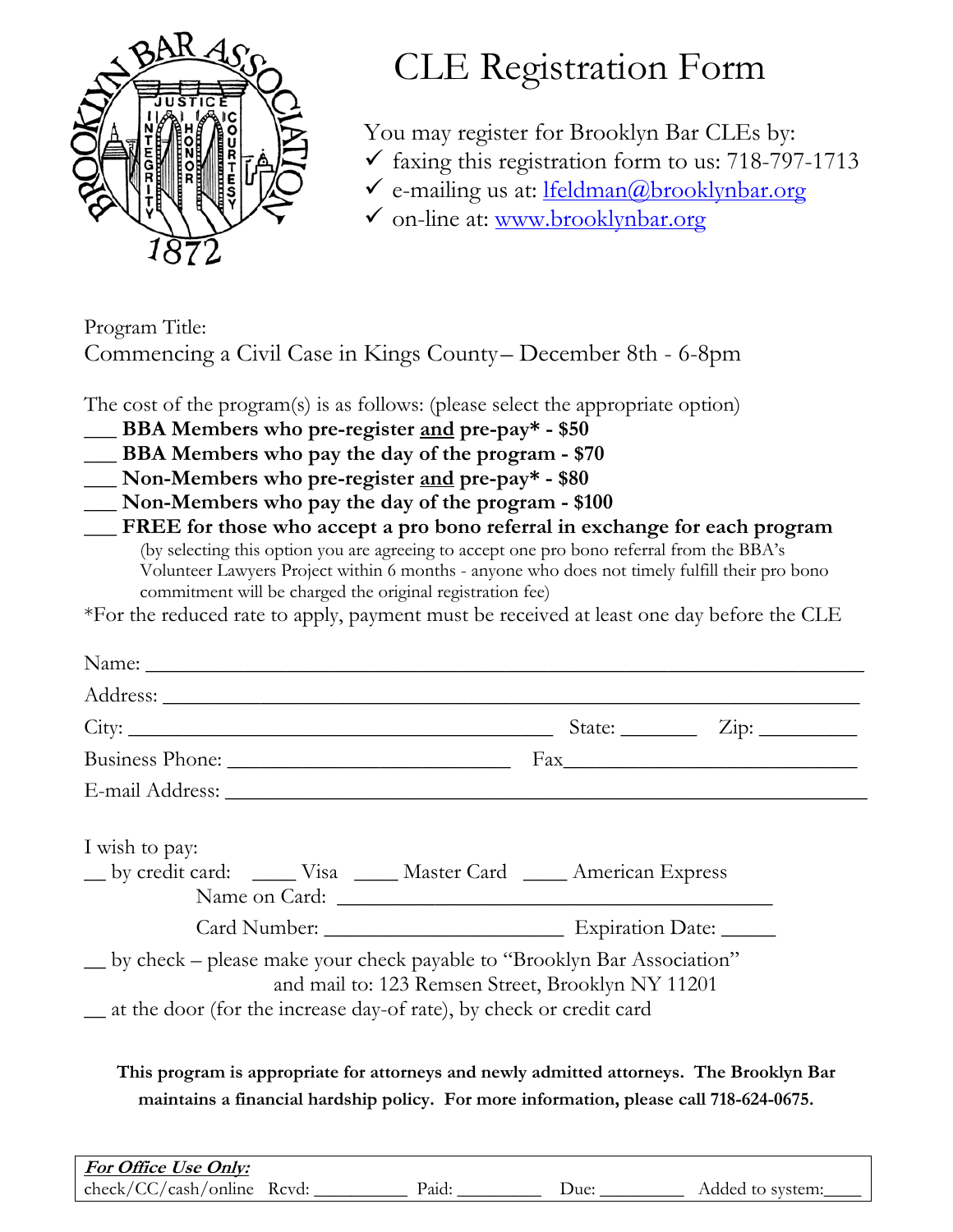# CLE Registration Form

You may register for Brooklyn Bar CLEs by:
- ✓ faxing this registration form to us: 718-797-1713
- ✓ e-mailing us at: lfeldman@brooklynbar.org
- ✓ on-line at: www.brooklynbar.org

Program Title:
Commencing a Civil Case in Kings County– December 8th - 6-8pm

The cost of the program(s) is as follows: (please select the appropriate option)

___ **BBA Members who pre-register and pre-pay* - $50**
___ **BBA Members who pay the day of the program - $70**
___ **Non-Members who pre-register and pre-pay* - $80**
___ **Non-Members who pay the day of the program - $100**
___ **FREE for those who accept a pro bono referral in exchange for each program**
(by selecting this option you are agreeing to accept one pro bono referral from the BBA's Volunteer Lawyers Project within 6 months - anyone who does not timely fulfill their pro bono commitment will be charged the original registration fee)

*For the reduced rate to apply, payment must be received at least one day before the CLE

Name: ______________________________________________

Address: ______________________________________________

City: ______________________________ State: ________ Zip: __________

Business Phone: ______________________ Fax______________________

E-mail Address: ______________________________________________

I wish to pay:

__ by credit card: ____ Visa ____ Master Card ____ American Express
Name on Card: ______________________________
Card Number: ____________________ Expiration Date: _____

__ by check – please make your check payable to "Brooklyn Bar Association"
and mail to: 123 Remsen Street, Brooklyn NY 11201

__ at the door (for the increase day-of rate), by check or credit card

**This program is appropriate for attorneys and newly admitted attorneys. The Brooklyn Bar maintains a financial hardship policy. For more information, please call 718-624-0675.**

***For Office Use Only:***
check/CC/cash/online Rcvd: __________ Paid: _________ Due: _________ Added to system:____